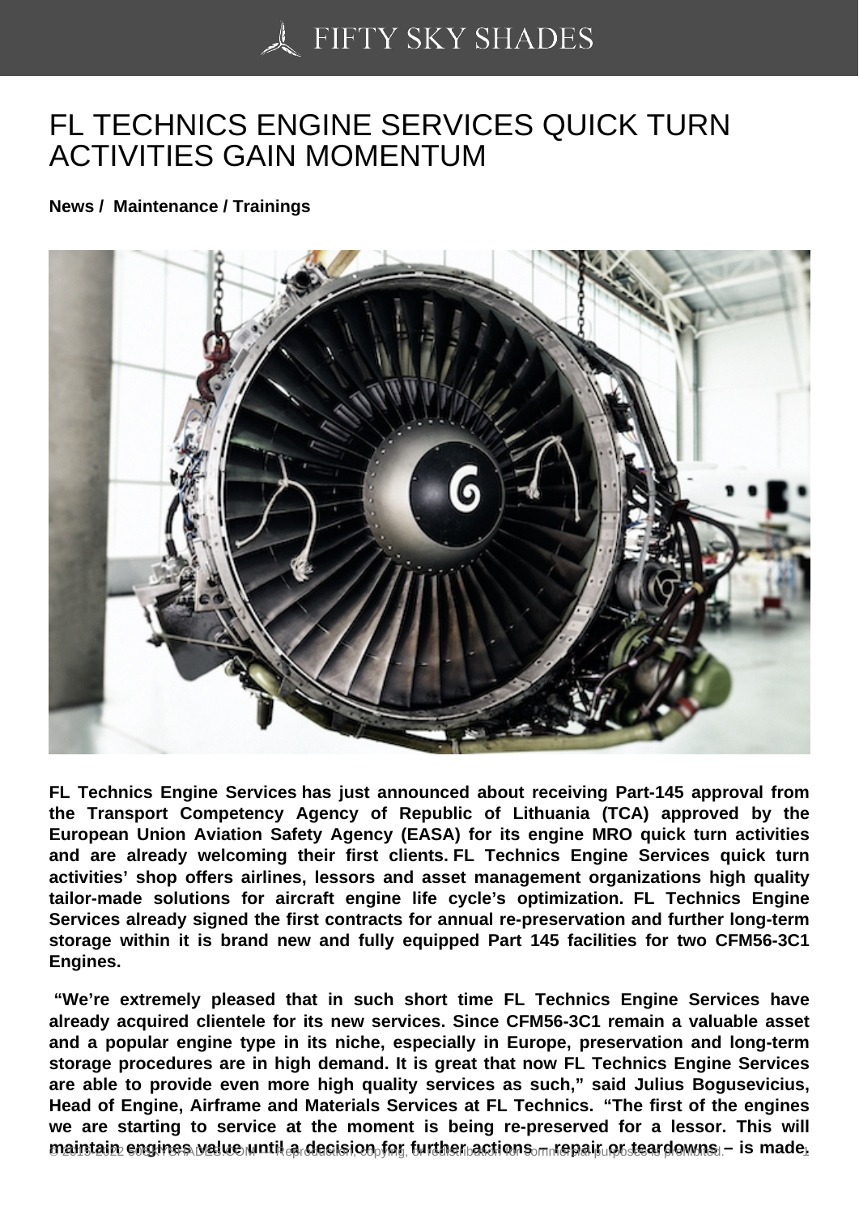# FL TECHNICS ENGINE SERVICES QUICK TURN ACTIVITIES GAIN MOMENTUM

**News / Maintenance / Trainings**

**FL Technics Engine Services has just announced about receiving Part-145 approval from the Transport Competency Agency of Republic of Lithuania (TCA) approved by the European Union Aviation Safety Agency (EASA) for its engine MRO quick turn activities and are already welcoming their first clients. FL Technics Engine Services quick turn activities' shop offers airlines, lessors and asset management organizations high quality tailor-made solutions for aircraft engine life cycle's optimization. FL Technics Engine Services already signed the first contracts for annual re-preservation and further long-term storage within it is brand new and fully equipped Part 145 facilities for two CFM56-3C1 Engines.**

**"We're extremely pleased that in such short time FL Technics Engine Services have already acquired clientele for its new services. Since CFM56-3C1 remain a valuable asset and a popular engine type in its niche, especially in Europe, preservation and long-term storage procedures are in high demand. It is great that now FL Technics Engine Services are able to provide even more high quality services as such," said Julius Bogusevicius, Head of Engine, Airframe and Materials Services at FL Technics. "The first of the engines we are starting to service at the moment is being re-preserved for a lessor. This will maintain engines value until a decision for further actions – repair or teardowns – is made.**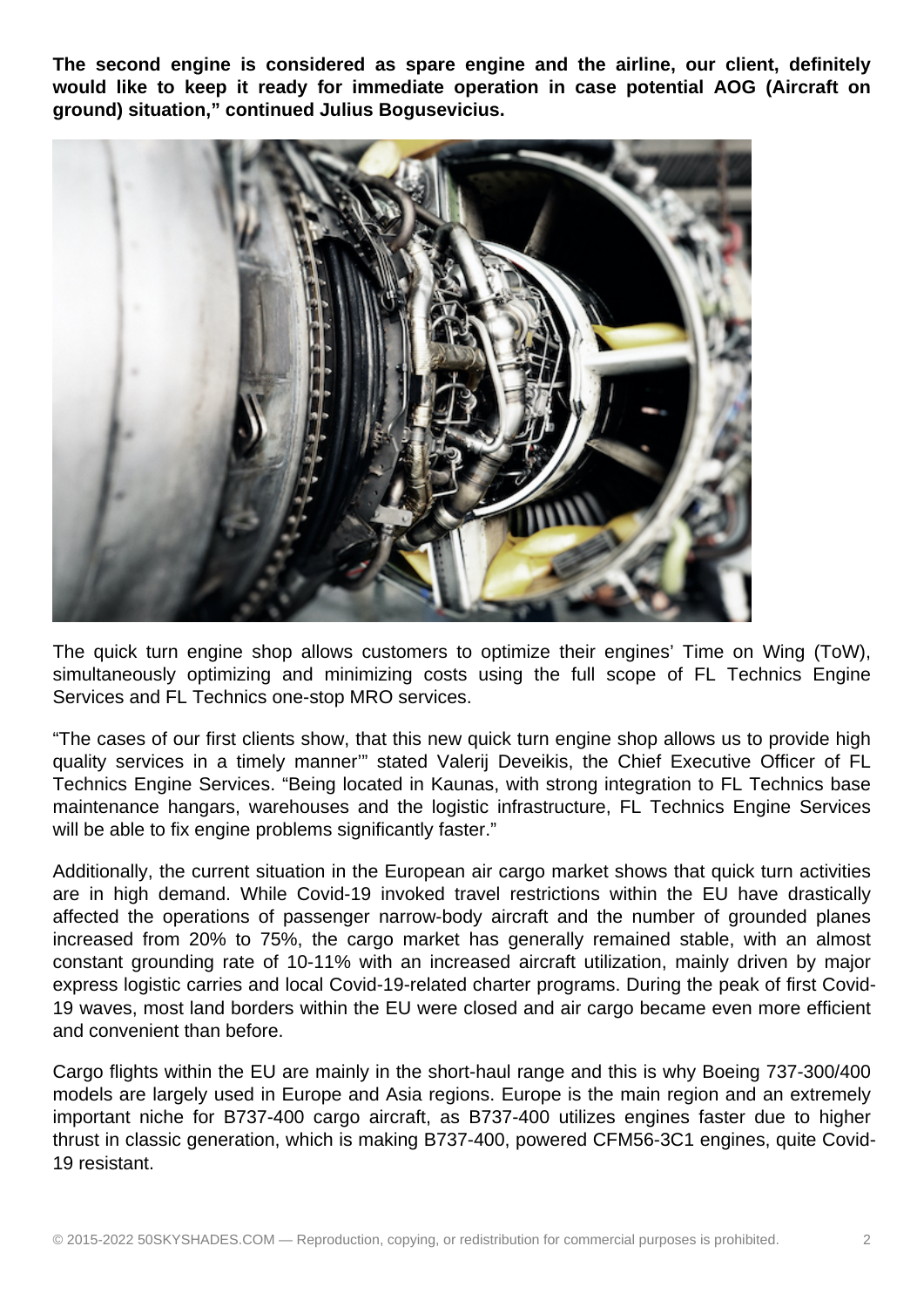**The second engine is considered as spare engine and the airline, our client, definitely would like to keep it ready for immediate operation in case potential AOG (Aircraft on ground) situation," continued Julius Bogusevicius.**

The quick turn engine shop allows customers to optimize their engines' Time on Wing (ToW), simultaneously optimizing and minimizing costs using the full scope of FL Technics Engine Services and FL Technics one-stop MRO services.

"The cases of our first clients show, that this new quick turn engine shop allows us to provide high quality services in a timely manner'" stated Valerij Deveikis, the Chief Executive Officer of FL Technics Engine Services. "Being located in Kaunas, with strong integration to FL Technics base maintenance hangars, warehouses and the logistic infrastructure, FL Technics Engine Services will be able to fix engine problems significantly faster."

Additionally, the current situation in the European air cargo market shows that quick turn activities are in high demand. While Covid-19 invoked travel restrictions within the EU have drastically affected the operations of passenger narrow-body aircraft and the number of grounded planes increased from 20% to 75%, the cargo market has generally remained stable, with an almost constant grounding rate of 10-11% with an increased aircraft utilization, mainly driven by major express logistic carries and local Covid-19-related charter programs. During the peak of first Covid-19 waves, most land borders within the EU were closed and air cargo became even more efficient and convenient than before.

Cargo flights within the EU are mainly in the short-haul range and this is why Boeing 737-300/400 models are largely used in Europe and Asia regions. Europe is the main region and an extremely important niche for B737-400 cargo aircraft, as B737-400 utilizes engines faster due to higher thrust in classic generation, which is making B737-400, powered CFM56-3C1 engines, quite Covid-19 resistant.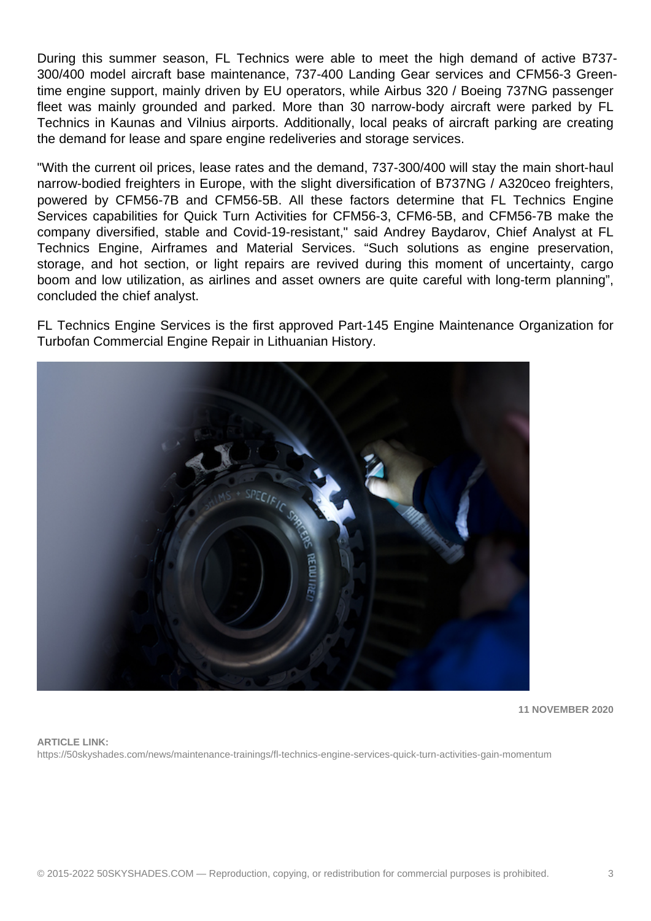During this summer season, FL Technics were able to meet the high demand of active B737-300/400 model aircraft base maintenance, 737-400 Landing Gear services and CFM56-3 Green-time engine support, mainly driven by EU operators, while Airbus 320 / Boeing 737NG passenger fleet was mainly grounded and parked. More than 30 narrow-body aircraft were parked by FL Technics in Kaunas and Vilnius airports. Additionally, local peaks of aircraft parking are creating the demand for lease and spare engine redeliveries and storage services.

"With the current oil prices, lease rates and the demand, 737-300/400 will stay the main short-haul narrow-bodied freighters in Europe, with the slight diversification of B737NG / A320ceo freighters, powered by CFM56-7B and CFM56-5B. All these factors determine that FL Technics Engine Services capabilities for Quick Turn Activities for CFM56-3, CFM6-5B, and CFM56-7B make the company diversified, stable and Covid-19-resistant," said Andrey Baydarov, Chief Analyst at FL Technics Engine, Airframes and Material Services. "Such solutions as engine preservation, storage, and hot section, or light repairs are revived during this moment of uncertainty, cargo boom and low utilization, as airlines and asset owners are quite careful with long-term planning", concluded the chief analyst.

FL Technics Engine Services is the first approved Part-145 Engine Maintenance Organization for Turbofan Commercial Engine Repair in Lithuanian History.

**11 NOVEMBER 2020**

**ARTICLE LINK:**
https://50skyshades.com/news/maintenance-trainings/fl-technics-engine-services-quick-turn-activities-gain-momentum

© 2015-2022 50SKYSHADES.COM — Reproduction, copying, or redistribution for commercial purposes is prohibited.